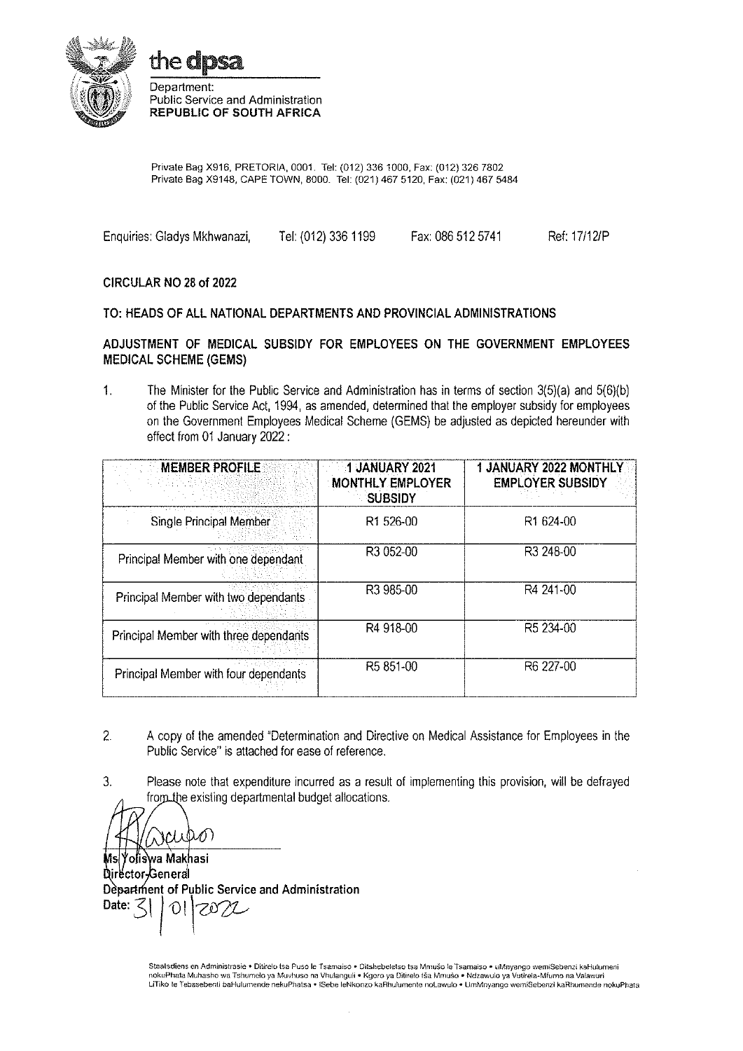**the dpsa**

Department:
Public Service and Administration
**REPUBLIC OF SOUTH AFRICA**

Private Bag X916, PRETORIA, 0001. Tel: (012) 336 1000, Fax: (012) 326 7802
Private Bag X9148, CAPE TOWN, 8000. Tel: (021) 467 5120, Fax: (021) 467 5484

Enquiries: Gladys Mkhwanazi, Tel: (012) 336 1199 Fax: 086 512 5741 Ref: 17/12/P

**CIRCULAR NO 28 of 2022**

**TO: HEADS OF ALL NATIONAL DEPARTMENTS AND PROVINCIAL ADMINISTRATIONS**

**ADJUSTMENT OF MEDICAL SUBSIDY FOR EMPLOYEES ON THE GOVERNMENT EMPLOYEES MEDICAL SCHEME (GEMS)**

1. The Minister for the Public Service and Administration has in terms of section 3(5)(a) and 5(6)(b) of the Public Service Act, 1994, as amended, determined that the employer subsidy for employees on the Government Employees Medical Scheme (GEMS) be adjusted as depicted hereunder with effect from 01 January 2022:

| MEMBER PROFILE | 1 JANUARY 2021 MONTHLY EMPLOYER SUBSIDY | 1 JANUARY 2022 MONTHLY EMPLOYER SUBSIDY |
|---|---|---|
| Single Principal Member | R1 526-00 | R1 624-00 |
| Principal Member with one dependant | R3 052-00 | R3 248-00 |
| Principal Member with two dependants | R3 985-00 | R4 241-00 |
| Principal Member with three dependants | R4 918-00 | R5 234-00 |
| Principal Member with four dependants | R5 851-00 | R6 227-00 |

2. A copy of the amended "Determination and Directive on Medical Assistance for Employees in the Public Service" is attached for ease of reference.

3. Please note that expenditure incurred as a result of implementing this provision, will be defrayed from the existing departmental budget allocations.

**Ms Yoliswa Makhasi**
**Director-General**
**Department of Public Service and Administration**
**Date:** 31/01/2022

Staatsdiens en Administrasie • Ditirelo tsa Puso le Tsamaiso • Ditshebeletso tsa Mmušo le Tsamaiso • uMnyango wemiSebenzi kaHulumeni nokuPhatha Muhasho wa Tshumelo ya Muvhuso na Vhulanguli • Kgoro ya Ditirelo tša Mmušo • Ndzawulo ya Vutirela-Mfumo na Valawuri LiTiko te Tebasebenti baHulumende nekuPhatsa • ISebe leNkonzo kaRhulumente noLawulo • UmNyango wemiSebenzi kaRhumende nokuPhata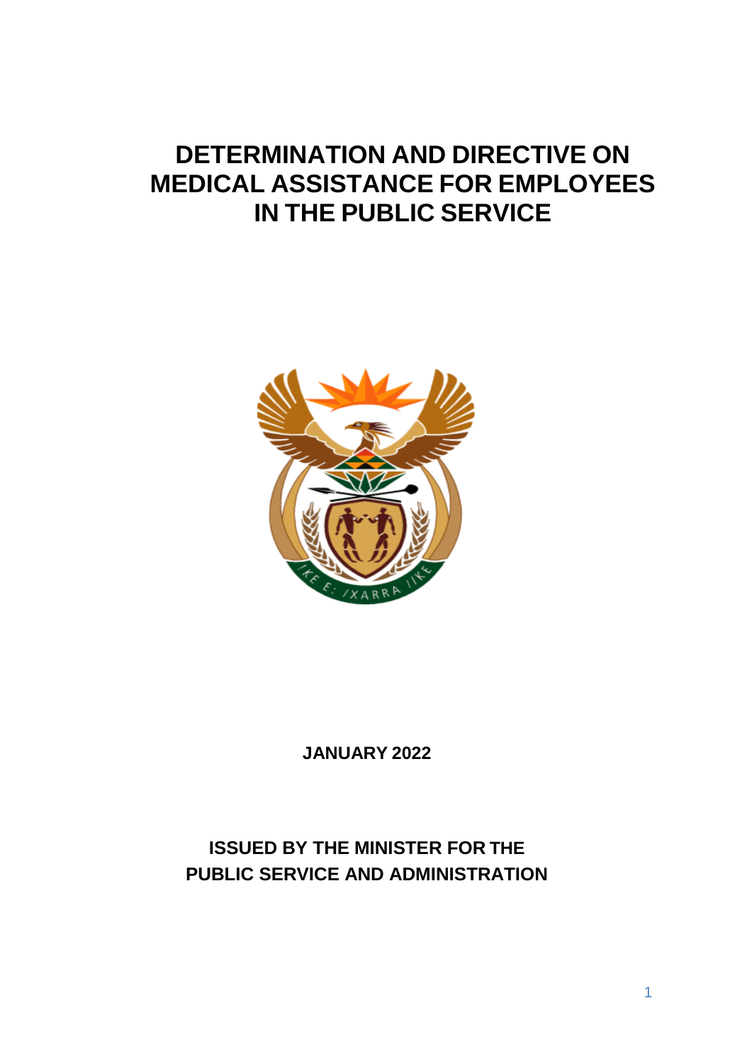# DETERMINATION AND DIRECTIVE ON MEDICAL ASSISTANCE FOR EMPLOYEES IN THE PUBLIC SERVICE

**JANUARY 2022**

**ISSUED BY THE MINISTER FOR THE PUBLIC SERVICE AND ADMINISTRATION**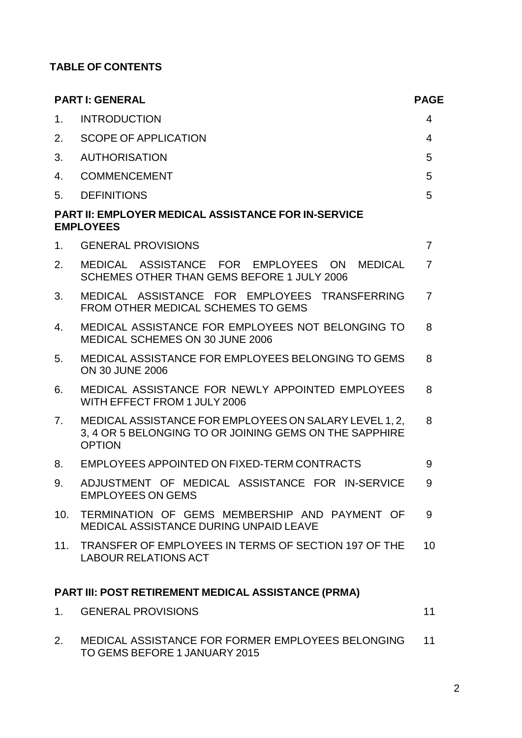## TABLE OF CONTENTS

| PART I: GENERAL | | PAGE |
|---|---|---|
| 1. | INTRODUCTION | 4 |
| 2. | SCOPE OF APPLICATION | 4 |
| 3. | AUTHORISATION | 5 |
| 4. | COMMENCEMENT | 5 |
| 5. | DEFINITIONS | 5 |
| **PART II: EMPLOYER MEDICAL ASSISTANCE FOR IN-SERVICE EMPLOYEES** | | |
| 1. | GENERAL PROVISIONS | 7 |
| 2. | MEDICAL ASSISTANCE FOR EMPLOYEES ON MEDICAL SCHEMES OTHER THAN GEMS BEFORE 1 JULY 2006 | 7 |
| 3. | MEDICAL ASSISTANCE FOR EMPLOYEES TRANSFERRING FROM OTHER MEDICAL SCHEMES TO GEMS | 7 |
| 4. | MEDICAL ASSISTANCE FOR EMPLOYEES NOT BELONGING TO MEDICAL SCHEMES ON 30 JUNE 2006 | 8 |
| 5. | MEDICAL ASSISTANCE FOR EMPLOYEES BELONGING TO GEMS ON 30 JUNE 2006 | 8 |
| 6. | MEDICAL ASSISTANCE FOR NEWLY APPOINTED EMPLOYEES WITH EFFECT FROM 1 JULY 2006 | 8 |
| 7. | MEDICAL ASSISTANCE FOR EMPLOYEES ON SALARY LEVEL 1, 2, 3, 4 OR 5 BELONGING TO OR JOINING GEMS ON THE SAPPHIRE OPTION | 8 |
| 8. | EMPLOYEES APPOINTED ON FIXED-TERM CONTRACTS | 9 |
| 9. | ADJUSTMENT OF MEDICAL ASSISTANCE FOR IN-SERVICE EMPLOYEES ON GEMS | 9 |
| 10. | TERMINATION OF GEMS MEMBERSHIP AND PAYMENT OF MEDICAL ASSISTANCE DURING UNPAID LEAVE | 9 |
| 11. | TRANSFER OF EMPLOYEES IN TERMS OF SECTION 197 OF THE LABOUR RELATIONS ACT | 10 |
| **PART III: POST RETIREMENT MEDICAL ASSISTANCE (PRMA)** | | |
| 1. | GENERAL PROVISIONS | 11 |
| 2. | MEDICAL ASSISTANCE FOR FORMER EMPLOYEES BELONGING TO GEMS BEFORE 1 JANUARY 2015 | 11 |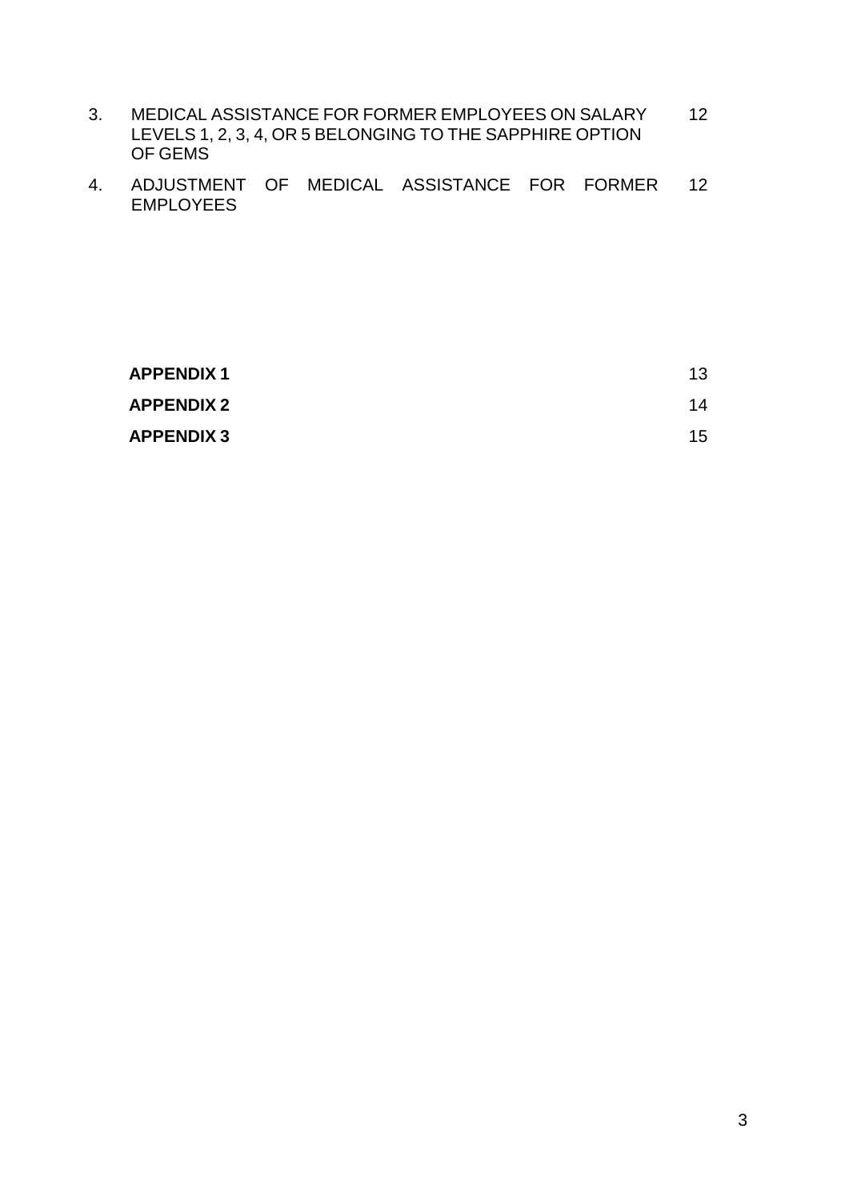| | | |
|---|---|---|
| 3. | MEDICAL ASSISTANCE FOR FORMER EMPLOYEES ON SALARY LEVELS 1, 2, 3, 4, OR 5 BELONGING TO THE SAPPHIRE OPTION OF GEMS | 12 |
| 4. | ADJUSTMENT OF MEDICAL ASSISTANCE FOR FORMER EMPLOYEES | 12 |

| | |
|---|---|
| **APPENDIX 1** | 13 |
| **APPENDIX 2** | 14 |
| **APPENDIX 3** | 15 |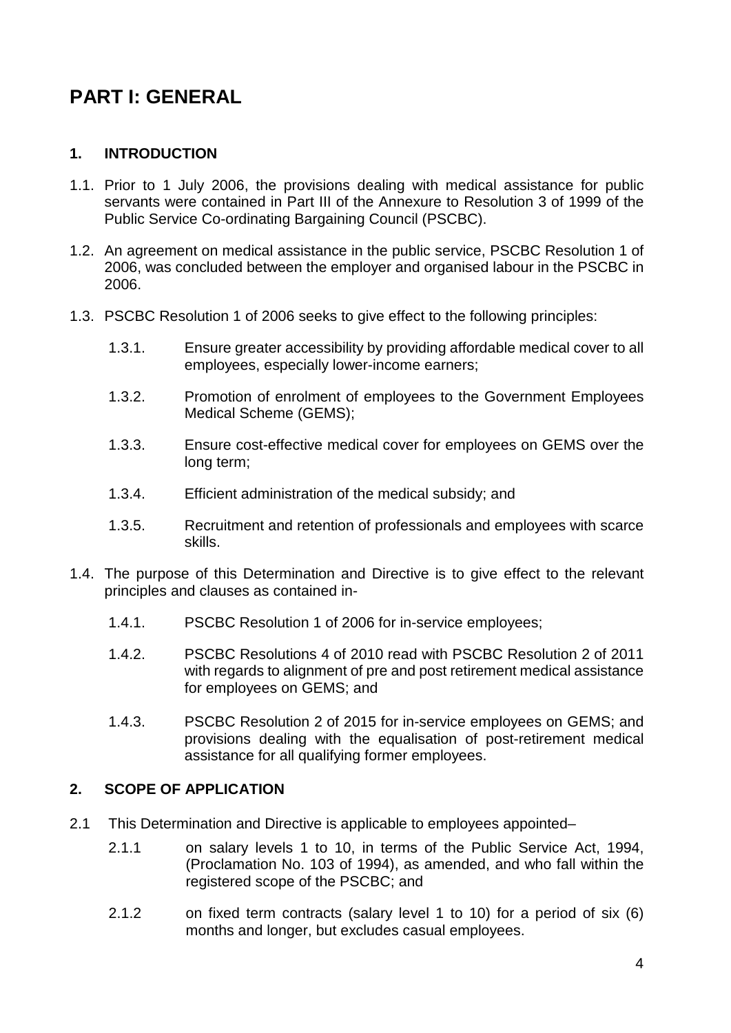# PART I: GENERAL

## 1. INTRODUCTION

1.1. Prior to 1 July 2006, the provisions dealing with medical assistance for public servants were contained in Part III of the Annexure to Resolution 3 of 1999 of the Public Service Co-ordinating Bargaining Council (PSCBC).

1.2. An agreement on medical assistance in the public service, PSCBC Resolution 1 of 2006, was concluded between the employer and organised labour in the PSCBC in 2006.

1.3. PSCBC Resolution 1 of 2006 seeks to give effect to the following principles:

- 1.3.1. Ensure greater accessibility by providing affordable medical cover to all employees, especially lower-income earners;
- 1.3.2. Promotion of enrolment of employees to the Government Employees Medical Scheme (GEMS);
- 1.3.3. Ensure cost-effective medical cover for employees on GEMS over the long term;
- 1.3.4. Efficient administration of the medical subsidy; and
- 1.3.5. Recruitment and retention of professionals and employees with scarce skills.

1.4. The purpose of this Determination and Directive is to give effect to the relevant principles and clauses as contained in-

- 1.4.1. PSCBC Resolution 1 of 2006 for in-service employees;
- 1.4.2. PSCBC Resolutions 4 of 2010 read with PSCBC Resolution 2 of 2011 with regards to alignment of pre and post retirement medical assistance for employees on GEMS; and
- 1.4.3. PSCBC Resolution 2 of 2015 for in-service employees on GEMS; and provisions dealing with the equalisation of post-retirement medical assistance for all qualifying former employees.

## 2. SCOPE OF APPLICATION

2.1 This Determination and Directive is applicable to employees appointed–

- 2.1.1 on salary levels 1 to 10, in terms of the Public Service Act, 1994, (Proclamation No. 103 of 1994), as amended, and who fall within the registered scope of the PSCBC; and
- 2.1.2 on fixed term contracts (salary level 1 to 10) for a period of six (6) months and longer, but excludes casual employees.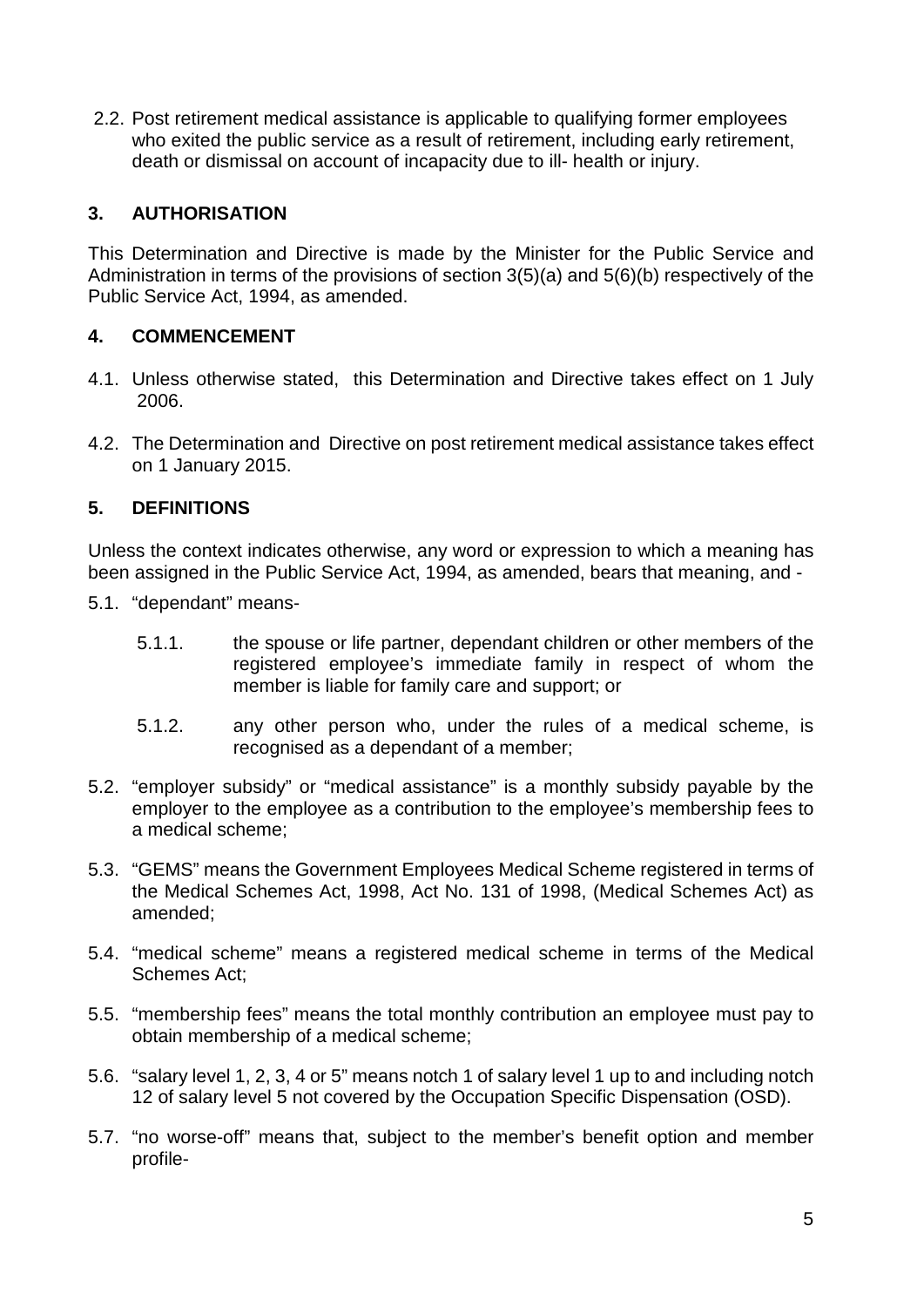2.2. Post retirement medical assistance is applicable to qualifying former employees who exited the public service as a result of retirement, including early retirement, death or dismissal on account of incapacity due to ill- health or injury.

## 3. AUTHORISATION

This Determination and Directive is made by the Minister for the Public Service and Administration in terms of the provisions of section 3(5)(a) and 5(6)(b) respectively of the Public Service Act, 1994, as amended.

## 4. COMMENCEMENT

4.1. Unless otherwise stated, this Determination and Directive takes effect on 1 July 2006.

4.2. The Determination and Directive on post retirement medical assistance takes effect on 1 January 2015.

## 5. DEFINITIONS

Unless the context indicates otherwise, any word or expression to which a meaning has been assigned in the Public Service Act, 1994, as amended, bears that meaning, and -

5.1. "dependant" means-

5.1.1. the spouse or life partner, dependant children or other members of the registered employee's immediate family in respect of whom the member is liable for family care and support; or

5.1.2. any other person who, under the rules of a medical scheme, is recognised as a dependant of a member;

5.2. "employer subsidy" or "medical assistance" is a monthly subsidy payable by the employer to the employee as a contribution to the employee's membership fees to a medical scheme;

5.3. "GEMS" means the Government Employees Medical Scheme registered in terms of the Medical Schemes Act, 1998, Act No. 131 of 1998, (Medical Schemes Act) as amended;

5.4. "medical scheme" means a registered medical scheme in terms of the Medical Schemes Act;

5.5. "membership fees" means the total monthly contribution an employee must pay to obtain membership of a medical scheme;

5.6. "salary level 1, 2, 3, 4 or 5" means notch 1 of salary level 1 up to and including notch 12 of salary level 5 not covered by the Occupation Specific Dispensation (OSD).

5.7. "no worse-off" means that, subject to the member's benefit option and member profile-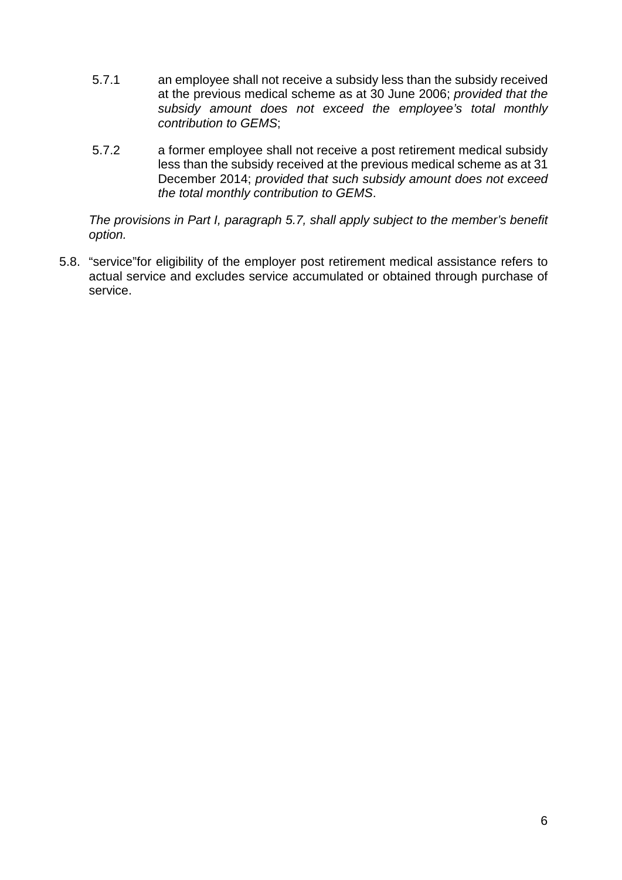5.7.1 an employee shall not receive a subsidy less than the subsidy received at the previous medical scheme as at 30 June 2006; *provided that the subsidy amount does not exceed the employee's total monthly contribution to GEMS*;

5.7.2 a former employee shall not receive a post retirement medical subsidy less than the subsidy received at the previous medical scheme as at 31 December 2014; *provided that such subsidy amount does not exceed the total monthly contribution to GEMS*.

*The provisions in Part I, paragraph 5.7, shall apply subject to the member's benefit option.*

5.8. "service"for eligibility of the employer post retirement medical assistance refers to actual service and excludes service accumulated or obtained through purchase of service.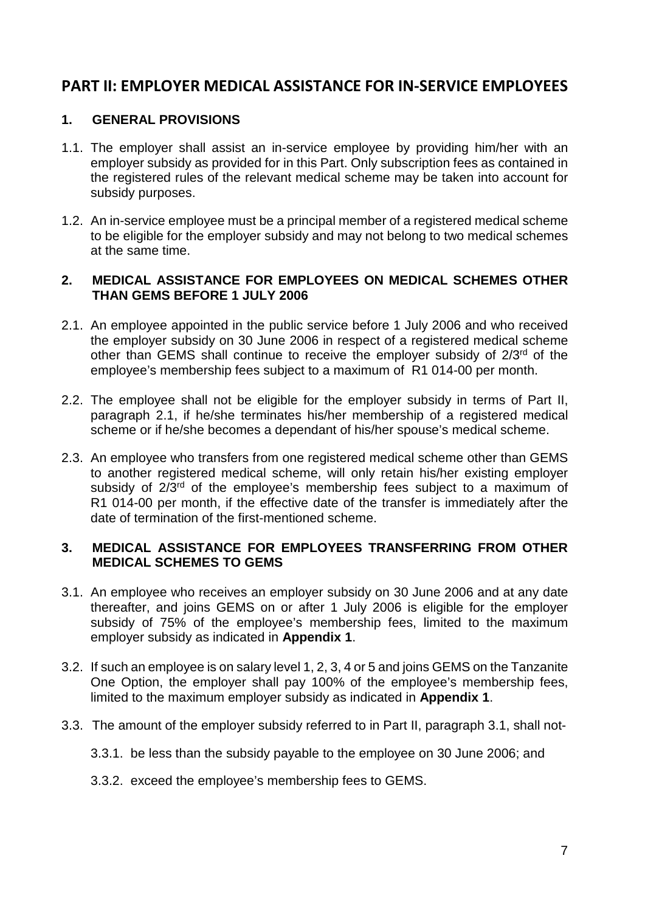## PART II: EMPLOYER MEDICAL ASSISTANCE FOR IN-SERVICE EMPLOYEES

### 1. GENERAL PROVISIONS

1.1. The employer shall assist an in-service employee by providing him/her with an employer subsidy as provided for in this Part. Only subscription fees as contained in the registered rules of the relevant medical scheme may be taken into account for subsidy purposes.

1.2. An in-service employee must be a principal member of a registered medical scheme to be eligible for the employer subsidy and may not belong to two medical schemes at the same time.

### 2. MEDICAL ASSISTANCE FOR EMPLOYEES ON MEDICAL SCHEMES OTHER THAN GEMS BEFORE 1 JULY 2006

2.1. An employee appointed in the public service before 1 July 2006 and who received the employer subsidy on 30 June 2006 in respect of a registered medical scheme other than GEMS shall continue to receive the employer subsidy of 2/3rd of the employee's membership fees subject to a maximum of R1 014-00 per month.

2.2. The employee shall not be eligible for the employer subsidy in terms of Part II, paragraph 2.1, if he/she terminates his/her membership of a registered medical scheme or if he/she becomes a dependant of his/her spouse's medical scheme.

2.3. An employee who transfers from one registered medical scheme other than GEMS to another registered medical scheme, will only retain his/her existing employer subsidy of 2/3rd of the employee's membership fees subject to a maximum of R1 014-00 per month, if the effective date of the transfer is immediately after the date of termination of the first-mentioned scheme.

### 3. MEDICAL ASSISTANCE FOR EMPLOYEES TRANSFERRING FROM OTHER MEDICAL SCHEMES TO GEMS

3.1. An employee who receives an employer subsidy on 30 June 2006 and at any date thereafter, and joins GEMS on or after 1 July 2006 is eligible for the employer subsidy of 75% of the employee's membership fees, limited to the maximum employer subsidy as indicated in **Appendix 1**.

3.2. If such an employee is on salary level 1, 2, 3, 4 or 5 and joins GEMS on the Tanzanite One Option, the employer shall pay 100% of the employee's membership fees, limited to the maximum employer subsidy as indicated in **Appendix 1**.

3.3. The amount of the employer subsidy referred to in Part II, paragraph 3.1, shall not-

3.3.1. be less than the subsidy payable to the employee on 30 June 2006; and

3.3.2. exceed the employee's membership fees to GEMS.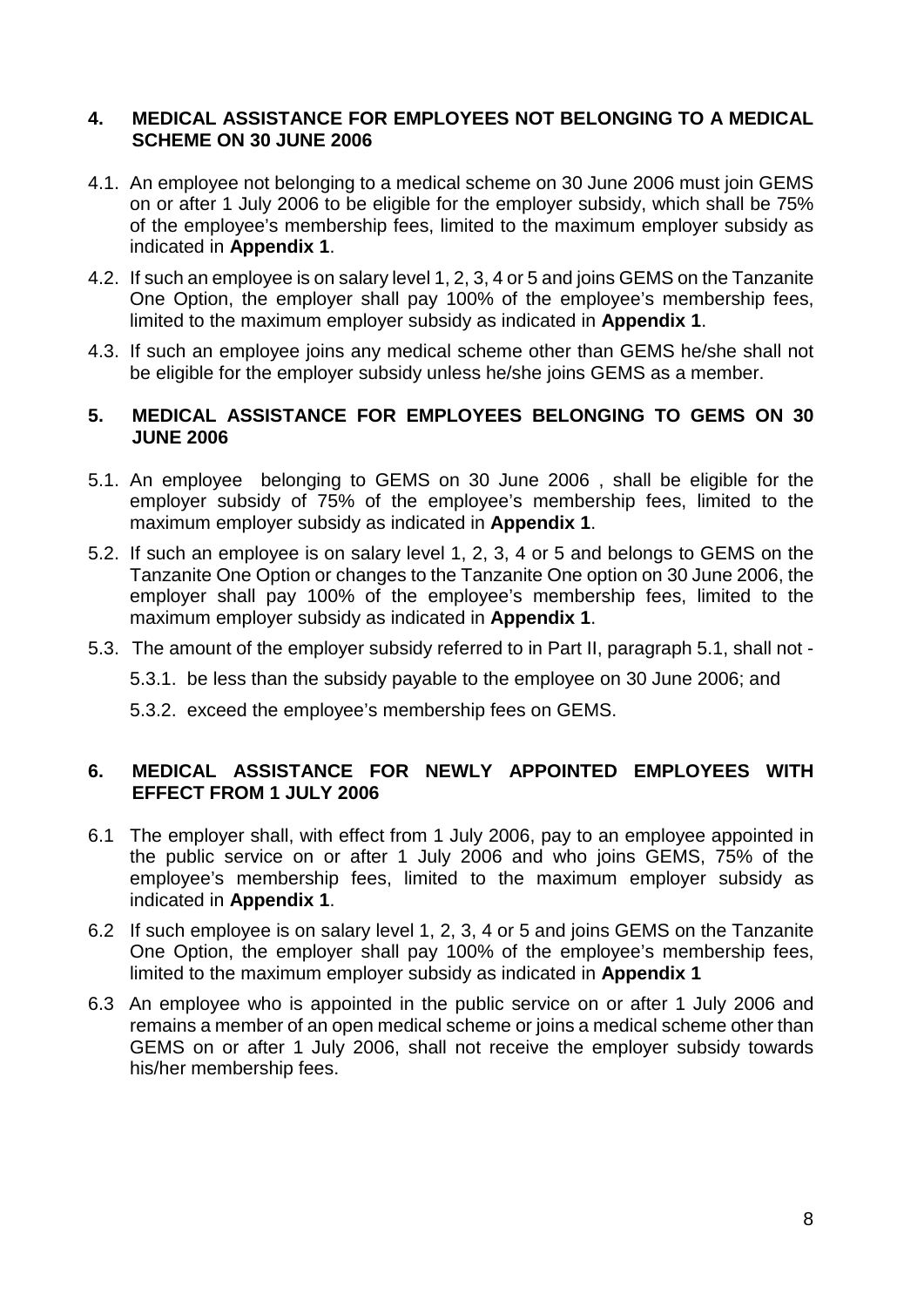## 4. MEDICAL ASSISTANCE FOR EMPLOYEES NOT BELONGING TO A MEDICAL SCHEME ON 30 JUNE 2006

4.1. An employee not belonging to a medical scheme on 30 June 2006 must join GEMS on or after 1 July 2006 to be eligible for the employer subsidy, which shall be 75% of the employee's membership fees, limited to the maximum employer subsidy as indicated in **Appendix 1**.

4.2. If such an employee is on salary level 1, 2, 3, 4 or 5 and joins GEMS on the Tanzanite One Option, the employer shall pay 100% of the employee's membership fees, limited to the maximum employer subsidy as indicated in **Appendix 1**.

4.3. If such an employee joins any medical scheme other than GEMS he/she shall not be eligible for the employer subsidy unless he/she joins GEMS as a member.

## 5. MEDICAL ASSISTANCE FOR EMPLOYEES BELONGING TO GEMS ON 30 JUNE 2006

5.1. An employee belonging to GEMS on 30 June 2006 , shall be eligible for the employer subsidy of 75% of the employee's membership fees, limited to the maximum employer subsidy as indicated in **Appendix 1**.

5.2. If such an employee is on salary level 1, 2, 3, 4 or 5 and belongs to GEMS on the Tanzanite One Option or changes to the Tanzanite One option on 30 June 2006, the employer shall pay 100% of the employee's membership fees, limited to the maximum employer subsidy as indicated in **Appendix 1**.

5.3. The amount of the employer subsidy referred to in Part II, paragraph 5.1, shall not -

5.3.1. be less than the subsidy payable to the employee on 30 June 2006; and

5.3.2. exceed the employee's membership fees on GEMS.

## 6. MEDICAL ASSISTANCE FOR NEWLY APPOINTED EMPLOYEES WITH EFFECT FROM 1 JULY 2006

6.1 The employer shall, with effect from 1 July 2006, pay to an employee appointed in the public service on or after 1 July 2006 and who joins GEMS, 75% of the employee's membership fees, limited to the maximum employer subsidy as indicated in **Appendix 1**.

6.2 If such employee is on salary level 1, 2, 3, 4 or 5 and joins GEMS on the Tanzanite One Option, the employer shall pay 100% of the employee's membership fees, limited to the maximum employer subsidy as indicated in **Appendix 1**

6.3 An employee who is appointed in the public service on or after 1 July 2006 and remains a member of an open medical scheme or joins a medical scheme other than GEMS on or after 1 July 2006, shall not receive the employer subsidy towards his/her membership fees.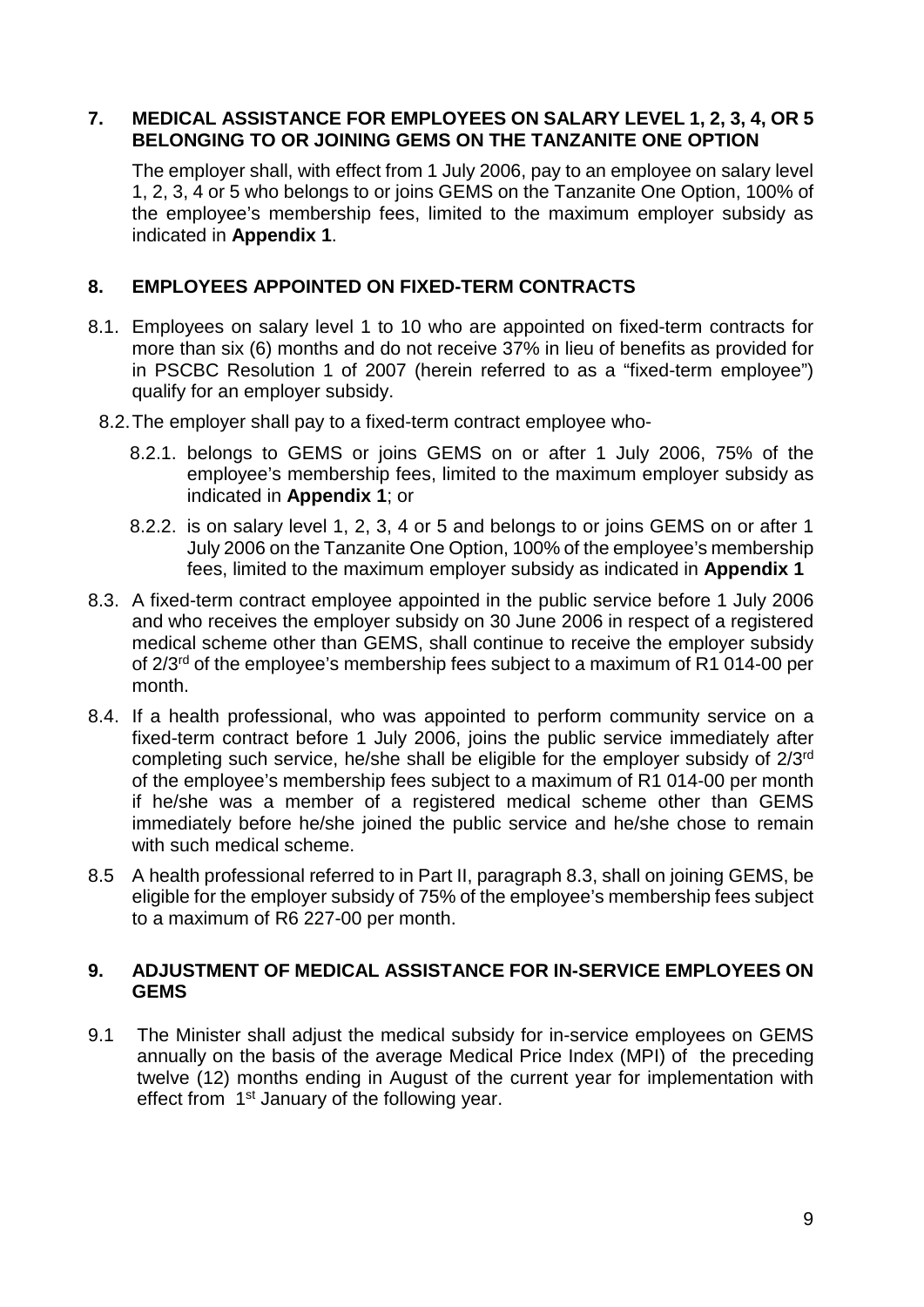## 7. MEDICAL ASSISTANCE FOR EMPLOYEES ON SALARY LEVEL 1, 2, 3, 4, OR 5 BELONGING TO OR JOINING GEMS ON THE TANZANITE ONE OPTION

The employer shall, with effect from 1 July 2006, pay to an employee on salary level 1, 2, 3, 4 or 5 who belongs to or joins GEMS on the Tanzanite One Option, 100% of the employee's membership fees, limited to the maximum employer subsidy as indicated in **Appendix 1**.

## 8. EMPLOYEES APPOINTED ON FIXED-TERM CONTRACTS

8.1. Employees on salary level 1 to 10 who are appointed on fixed-term contracts for more than six (6) months and do not receive 37% in lieu of benefits as provided for in PSCBC Resolution 1 of 2007 (herein referred to as a "fixed-term employee") qualify for an employer subsidy.

8.2. The employer shall pay to a fixed-term contract employee who-

8.2.1. belongs to GEMS or joins GEMS on or after 1 July 2006, 75% of the employee's membership fees, limited to the maximum employer subsidy as indicated in **Appendix 1**; or

8.2.2. is on salary level 1, 2, 3, 4 or 5 and belongs to or joins GEMS on or after 1 July 2006 on the Tanzanite One Option, 100% of the employee's membership fees, limited to the maximum employer subsidy as indicated in **Appendix 1**

8.3. A fixed-term contract employee appointed in the public service before 1 July 2006 and who receives the employer subsidy on 30 June 2006 in respect of a registered medical scheme other than GEMS, shall continue to receive the employer subsidy of 2/3rd of the employee's membership fees subject to a maximum of R1 014-00 per month.

8.4. If a health professional, who was appointed to perform community service on a fixed-term contract before 1 July 2006, joins the public service immediately after completing such service, he/she shall be eligible for the employer subsidy of 2/3rd of the employee's membership fees subject to a maximum of R1 014-00 per month if he/she was a member of a registered medical scheme other than GEMS immediately before he/she joined the public service and he/she chose to remain with such medical scheme.

8.5 A health professional referred to in Part II, paragraph 8.3, shall on joining GEMS, be eligible for the employer subsidy of 75% of the employee's membership fees subject to a maximum of R6 227-00 per month.

## 9. ADJUSTMENT OF MEDICAL ASSISTANCE FOR IN-SERVICE EMPLOYEES ON GEMS

9.1 The Minister shall adjust the medical subsidy for in-service employees on GEMS annually on the basis of the average Medical Price Index (MPI) of the preceding twelve (12) months ending in August of the current year for implementation with effect from 1st January of the following year.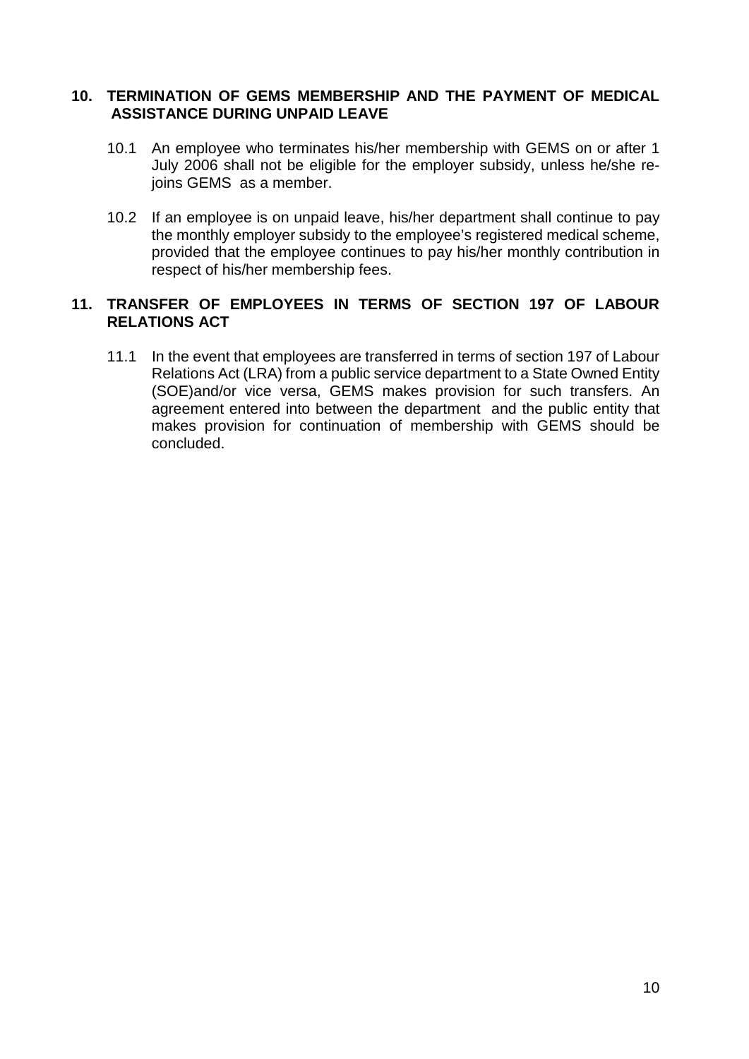## 10. TERMINATION OF GEMS MEMBERSHIP AND THE PAYMENT OF MEDICAL ASSISTANCE DURING UNPAID LEAVE

10.1 An employee who terminates his/her membership with GEMS on or after 1 July 2006 shall not be eligible for the employer subsidy, unless he/she re-joins GEMS as a member.

10.2 If an employee is on unpaid leave, his/her department shall continue to pay the monthly employer subsidy to the employee's registered medical scheme, provided that the employee continues to pay his/her monthly contribution in respect of his/her membership fees.

## 11. TRANSFER OF EMPLOYEES IN TERMS OF SECTION 197 OF LABOUR RELATIONS ACT

11.1 In the event that employees are transferred in terms of section 197 of Labour Relations Act (LRA) from a public service department to a State Owned Entity (SOE)and/or vice versa, GEMS makes provision for such transfers. An agreement entered into between the department and the public entity that makes provision for continuation of membership with GEMS should be concluded.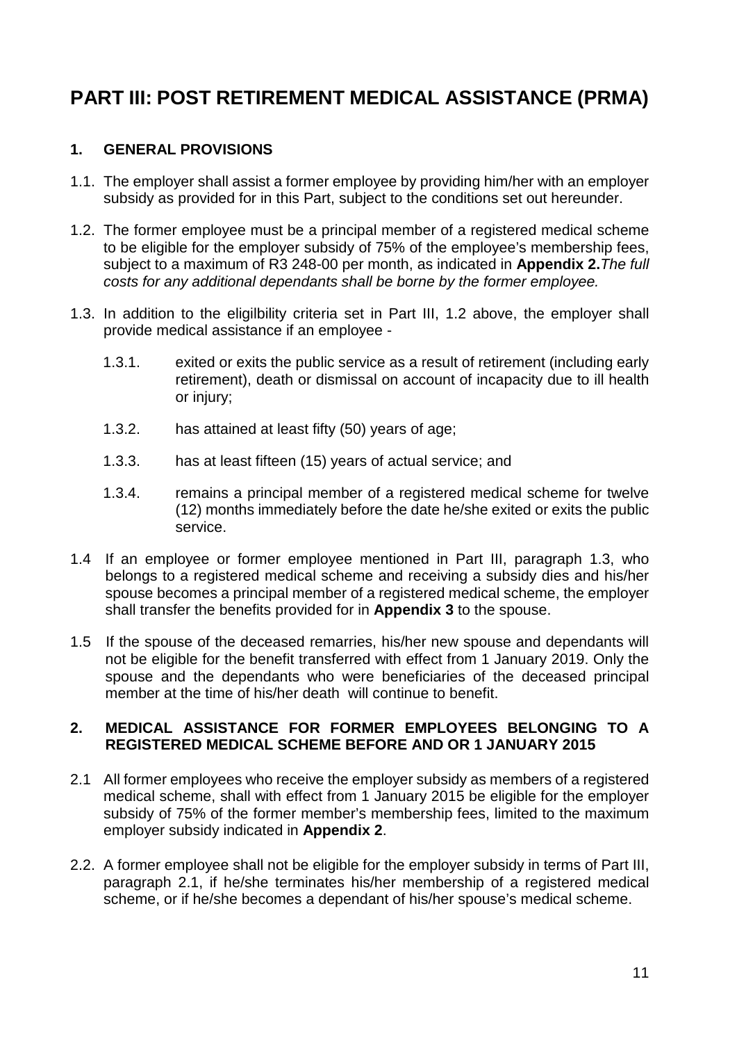# PART III: POST RETIREMENT MEDICAL ASSISTANCE (PRMA)

## 1. GENERAL PROVISIONS

1.1. The employer shall assist a former employee by providing him/her with an employer subsidy as provided for in this Part, subject to the conditions set out hereunder.

1.2. The former employee must be a principal member of a registered medical scheme to be eligible for the employer subsidy of 75% of the employee's membership fees, subject to a maximum of R3 248-00 per month, as indicated in **Appendix 2.***The full costs for any additional dependants shall be borne by the former employee.*

1.3. In addition to the eligilbility criteria set in Part III, 1.2 above, the employer shall provide medical assistance if an employee -

- 1.3.1. exited or exits the public service as a result of retirement (including early retirement), death or dismissal on account of incapacity due to ill health or injury;
- 1.3.2. has attained at least fifty (50) years of age;
- 1.3.3. has at least fifteen (15) years of actual service; and
- 1.3.4. remains a principal member of a registered medical scheme for twelve (12) months immediately before the date he/she exited or exits the public service.

1.4 If an employee or former employee mentioned in Part III, paragraph 1.3, who belongs to a registered medical scheme and receiving a subsidy dies and his/her spouse becomes a principal member of a registered medical scheme, the employer shall transfer the benefits provided for in **Appendix 3** to the spouse.

1.5 If the spouse of the deceased remarries, his/her new spouse and dependants will not be eligible for the benefit transferred with effect from 1 January 2019. Only the spouse and the dependants who were beneficiaries of the deceased principal member at the time of his/her death will continue to benefit.

## 2. MEDICAL ASSISTANCE FOR FORMER EMPLOYEES BELONGING TO A REGISTERED MEDICAL SCHEME BEFORE AND OR 1 JANUARY 2015

2.1 All former employees who receive the employer subsidy as members of a registered medical scheme, shall with effect from 1 January 2015 be eligible for the employer subsidy of 75% of the former member's membership fees, limited to the maximum employer subsidy indicated in **Appendix 2**.

2.2. A former employee shall not be eligible for the employer subsidy in terms of Part III, paragraph 2.1, if he/she terminates his/her membership of a registered medical scheme, or if he/she becomes a dependant of his/her spouse's medical scheme.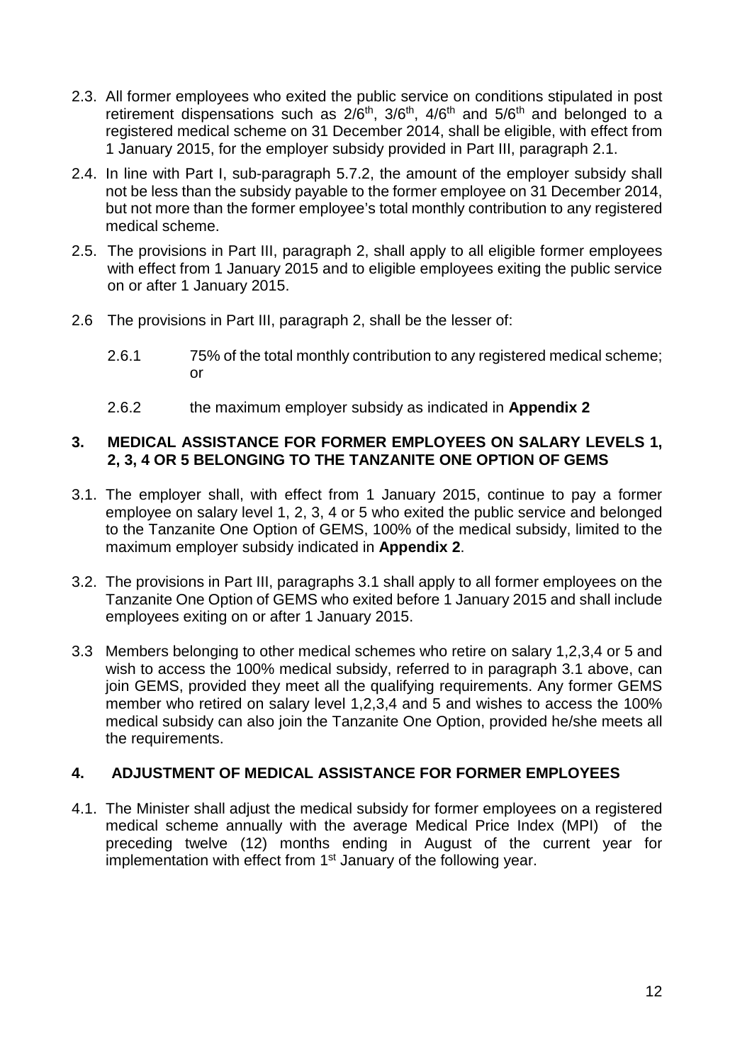2.3. All former employees who exited the public service on conditions stipulated in post retirement dispensations such as 2/6th, 3/6th, 4/6th and 5/6th and belonged to a registered medical scheme on 31 December 2014, shall be eligible, with effect from 1 January 2015, for the employer subsidy provided in Part III, paragraph 2.1.

2.4. In line with Part I, sub-paragraph 5.7.2, the amount of the employer subsidy shall not be less than the subsidy payable to the former employee on 31 December 2014, but not more than the former employee's total monthly contribution to any registered medical scheme.

2.5. The provisions in Part III, paragraph 2, shall apply to all eligible former employees with effect from 1 January 2015 and to eligible employees exiting the public service on or after 1 January 2015.

2.6 The provisions in Part III, paragraph 2, shall be the lesser of:

2.6.1 75% of the total monthly contribution to any registered medical scheme; or

2.6.2 the maximum employer subsidy as indicated in **Appendix 2**

## 3. MEDICAL ASSISTANCE FOR FORMER EMPLOYEES ON SALARY LEVELS 1, 2, 3, 4 OR 5 BELONGING TO THE TANZANITE ONE OPTION OF GEMS

3.1. The employer shall, with effect from 1 January 2015, continue to pay a former employee on salary level 1, 2, 3, 4 or 5 who exited the public service and belonged to the Tanzanite One Option of GEMS, 100% of the medical subsidy, limited to the maximum employer subsidy indicated in **Appendix 2**.

3.2. The provisions in Part III, paragraphs 3.1 shall apply to all former employees on the Tanzanite One Option of GEMS who exited before 1 January 2015 and shall include employees exiting on or after 1 January 2015.

3.3 Members belonging to other medical schemes who retire on salary 1,2,3,4 or 5 and wish to access the 100% medical subsidy, referred to in paragraph 3.1 above, can join GEMS, provided they meet all the qualifying requirements. Any former GEMS member who retired on salary level 1,2,3,4 and 5 and wishes to access the 100% medical subsidy can also join the Tanzanite One Option, provided he/she meets all the requirements.

## 4. ADJUSTMENT OF MEDICAL ASSISTANCE FOR FORMER EMPLOYEES

4.1. The Minister shall adjust the medical subsidy for former employees on a registered medical scheme annually with the average Medical Price Index (MPI) of the preceding twelve (12) months ending in August of the current year for implementation with effect from 1st January of the following year.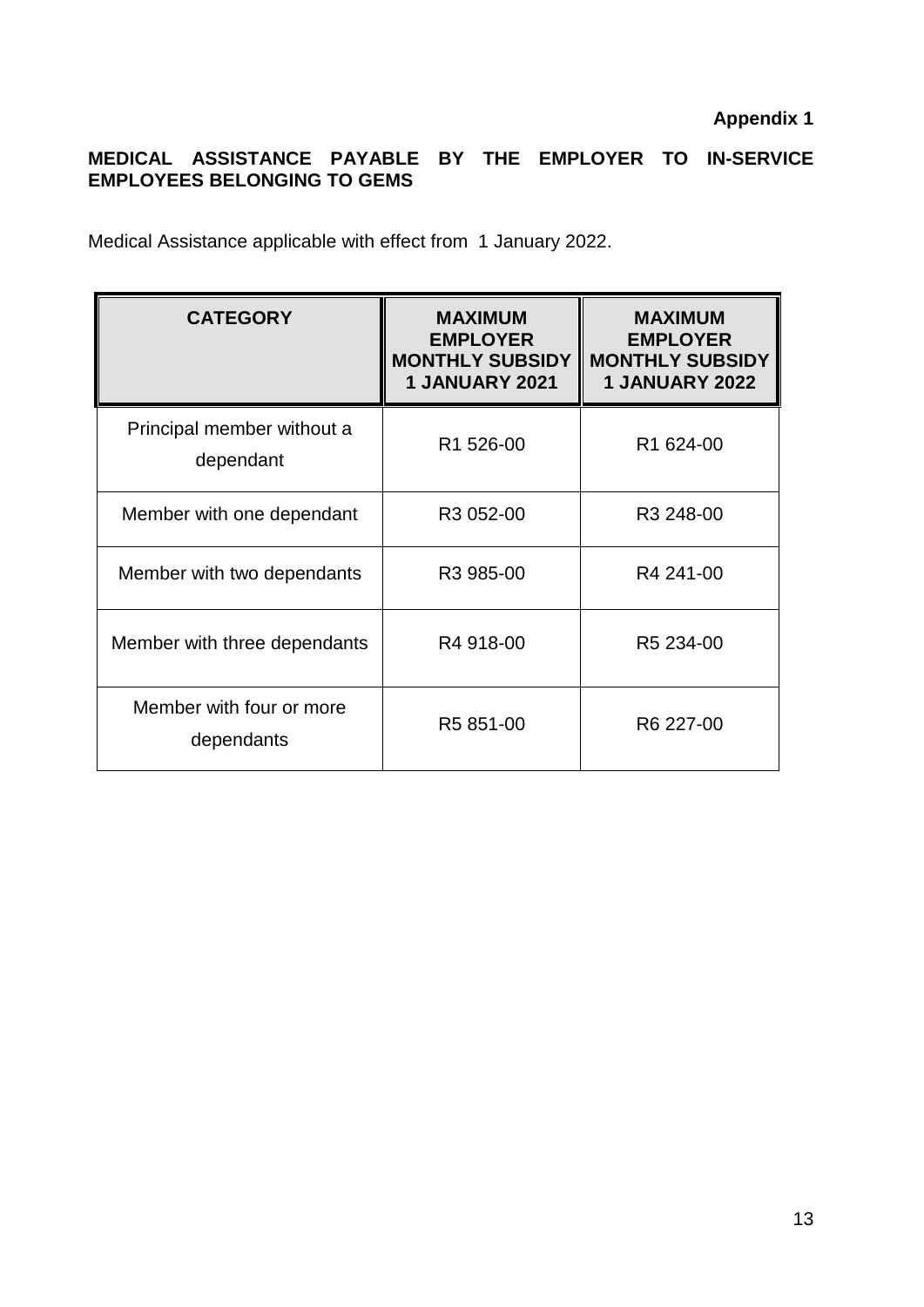**Appendix 1**

**MEDICAL ASSISTANCE PAYABLE BY THE EMPLOYER TO IN-SERVICE EMPLOYEES BELONGING TO GEMS**

Medical Assistance applicable with effect from 1 January 2022.

| CATEGORY | MAXIMUM EMPLOYER MONTHLY SUBSIDY 1 JANUARY 2021 | MAXIMUM EMPLOYER MONTHLY SUBSIDY 1 JANUARY 2022 |
|---|---|---|
| Principal member without a dependant | R1 526-00 | R1 624-00 |
| Member with one dependant | R3 052-00 | R3 248-00 |
| Member with two dependants | R3 985-00 | R4 241-00 |
| Member with three dependants | R4 918-00 | R5 234-00 |
| Member with four or more dependants | R5 851-00 | R6 227-00 |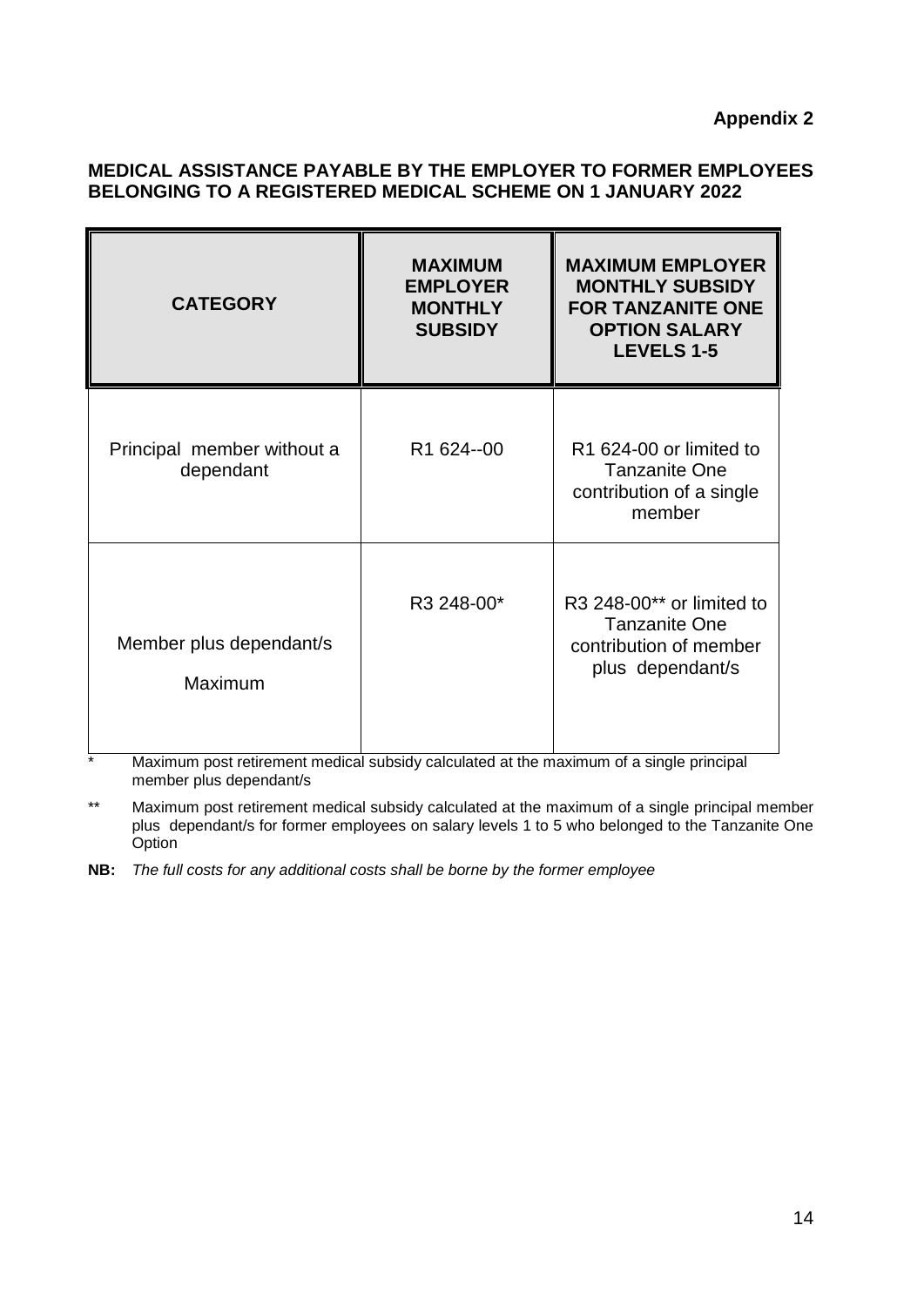**Appendix 2**

## MEDICAL ASSISTANCE PAYABLE BY THE EMPLOYER TO FORMER EMPLOYEES BELONGING TO A REGISTERED MEDICAL SCHEME ON 1 JANUARY 2022

| CATEGORY | MAXIMUM EMPLOYER MONTHLY SUBSIDY | MAXIMUM EMPLOYER MONTHLY SUBSIDY FOR TANZANITE ONE OPTION SALARY LEVELS 1-5 |
|---|---|---|
| Principal member without a dependant | R1 624--00 | R1 624-00 or limited to Tanzanite One contribution of a single member |
| Member plus dependant/s Maximum | R3 248-00* | R3 248-00** or limited to Tanzanite One contribution of member plus dependant/s |

\* Maximum post retirement medical subsidy calculated at the maximum of a single principal member plus dependant/s

\*\* Maximum post retirement medical subsidy calculated at the maximum of a single principal member plus dependant/s for former employees on salary levels 1 to 5 who belonged to the Tanzanite One Option

**NB:** *The full costs for any additional costs shall be borne by the former employee*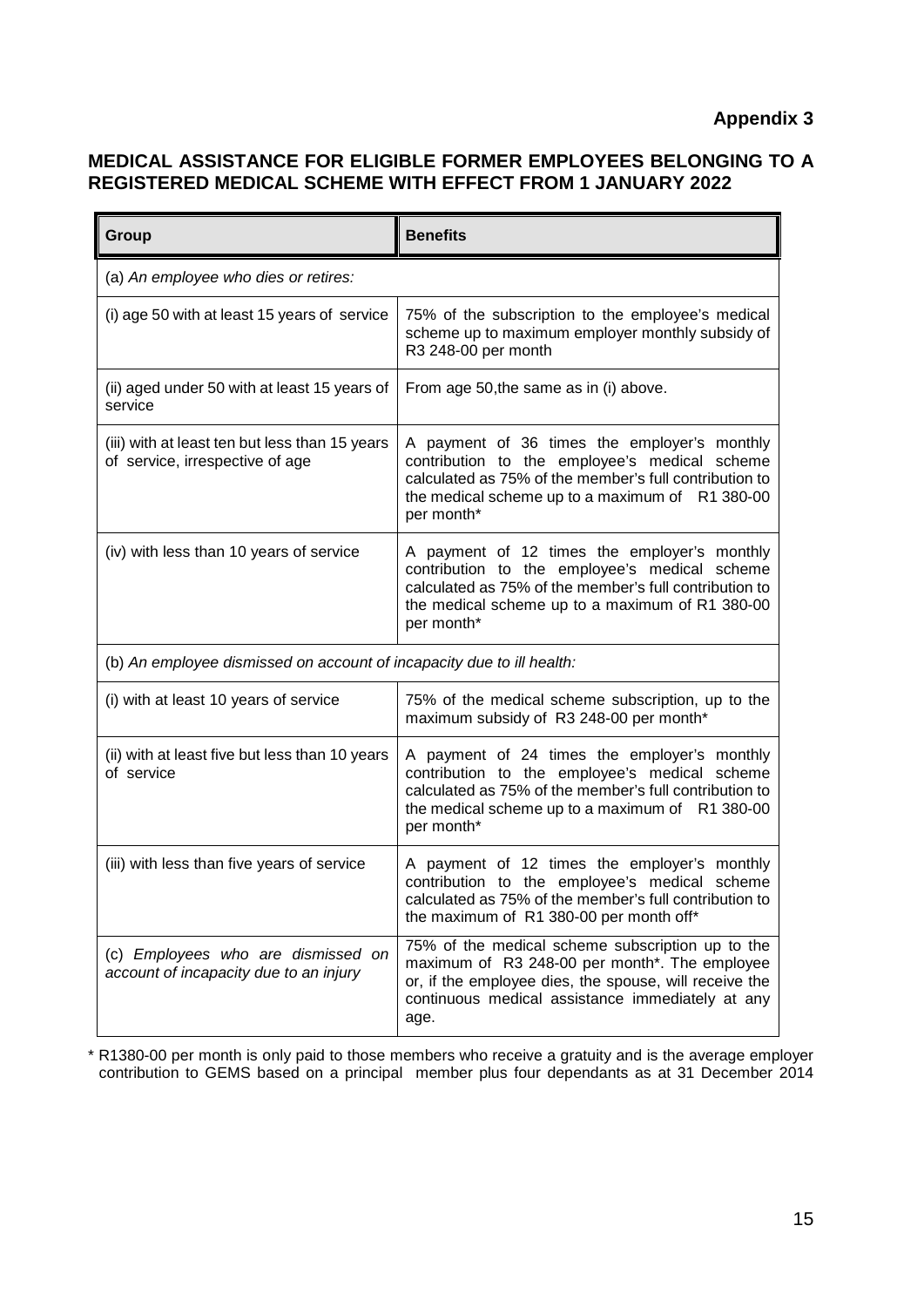**Appendix 3**

## MEDICAL ASSISTANCE FOR ELIGIBLE FORMER EMPLOYEES BELONGING TO A REGISTERED MEDICAL SCHEME WITH EFFECT FROM 1 JANUARY 2022

| Group | Benefits |
|---|---|
| (a) *An employee who dies or retires:* | |
| (i) age 50 with at least 15 years of service | 75% of the subscription to the employee's medical scheme up to maximum employer monthly subsidy of R3 248-00 per month |
| (ii) aged under 50 with at least 15 years of service | From age 50,the same as in (i) above. |
| (iii) with at least ten but less than 15 years of service, irrespective of age | A payment of 36 times the employer's monthly contribution to the employee's medical scheme calculated as 75% of the member's full contribution to the medical scheme up to a maximum of R1 380-00 per month* |
| (iv) with less than 10 years of service | A payment of 12 times the employer's monthly contribution to the employee's medical scheme calculated as 75% of the member's full contribution to the medical scheme up to a maximum of R1 380-00 per month* |
| (b) *An employee dismissed on account of incapacity due to ill health:* | |
| (i) with at least 10 years of service | 75% of the medical scheme subscription, up to the maximum subsidy of R3 248-00 per month* |
| (ii) with at least five but less than 10 years of service | A payment of 24 times the employer's monthly contribution to the employee's medical scheme calculated as 75% of the member's full contribution to the medical scheme up to a maximum of R1 380-00 per month* |
| (iii) with less than five years of service | A payment of 12 times the employer's monthly contribution to the employee's medical scheme calculated as 75% of the member's full contribution to the maximum of R1 380-00 per month off* |
| (c) *Employees who are dismissed on account of incapacity due to an injury* | 75% of the medical scheme subscription up to the maximum of R3 248-00 per month*. The employee or, if the employee dies, the spouse, will receive the continuous medical assistance immediately at any age. |

* R1380-00 per month is only paid to those members who receive a gratuity and is the average employer contribution to GEMS based on a principal member plus four dependants as at 31 December 2014